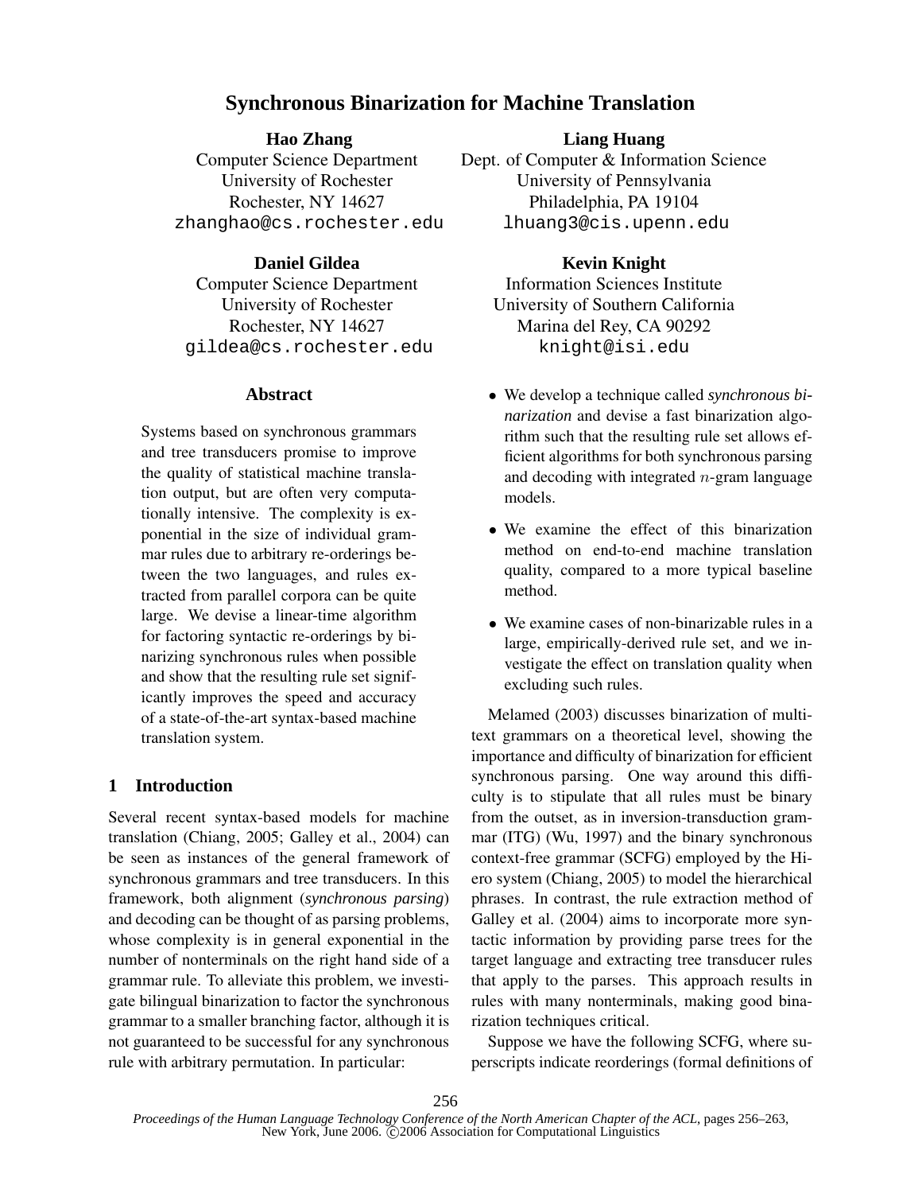# Synchronous Binarization for Machine Translation

**Hao Zhang**
Computer Science Department
University of Rochester
Rochester, NY 14627
zhanghao@cs.rochester.edu

**Liang Huang**
Dept. of Computer & Information Science
University of Pennsylvania
Philadelphia, PA 19104
lhuang3@cis.upenn.edu

**Daniel Gildea**
Computer Science Department
University of Rochester
Rochester, NY 14627
gildea@cs.rochester.edu

**Kevin Knight**
Information Sciences Institute
University of Southern California
Marina del Rey, CA 90292
knight@isi.edu

## Abstract

Systems based on synchronous grammars and tree transducers promise to improve the quality of statistical machine translation output, but are often very computationally intensive. The complexity is exponential in the size of individual grammar rules due to arbitrary re-orderings between the two languages, and rules extracted from parallel corpora can be quite large. We devise a linear-time algorithm for factoring syntactic re-orderings by binarizing synchronous rules when possible and show that the resulting rule set significantly improves the speed and accuracy of a state-of-the-art syntax-based machine translation system.

## 1 Introduction

Several recent syntax-based models for machine translation (Chiang, 2005; Galley et al., 2004) can be seen as instances of the general framework of synchronous grammars and tree transducers. In this framework, both alignment (*synchronous parsing*) and decoding can be thought of as parsing problems, whose complexity is in general exponential in the number of nonterminals on the right hand side of a grammar rule. To alleviate this problem, we investigate bilingual binarization to factor the synchronous grammar to a smaller branching factor, although it is not guaranteed to be successful for any synchronous rule with arbitrary permutation. In particular:

- We develop a technique called *synchronous binarization* and devise a fast binarization algorithm such that the resulting rule set allows efficient algorithms for both synchronous parsing and decoding with integrated $n$-gram language models.
- We examine the effect of this binarization method on end-to-end machine translation quality, compared to a more typical baseline method.
- We examine cases of non-binarizable rules in a large, empirically-derived rule set, and we investigate the effect on translation quality when excluding such rules.

Melamed (2003) discusses binarization of multi-text grammars on a theoretical level, showing the importance and difficulty of binarization for efficient synchronous parsing. One way around this difficulty is to stipulate that all rules must be binary from the outset, as in inversion-transduction grammar (ITG) (Wu, 1997) and the binary synchronous context-free grammar (SCFG) employed by the Hiero system (Chiang, 2005) to model the hierarchical phrases. In contrast, the rule extraction method of Galley et al. (2004) aims to incorporate more syntactic information by providing parse trees for the target language and extracting tree transducer rules that apply to the parses. This approach results in rules with many nonterminals, making good binarization techniques critical.

Suppose we have the following SCFG, where superscripts indicate reorderings (formal definitions of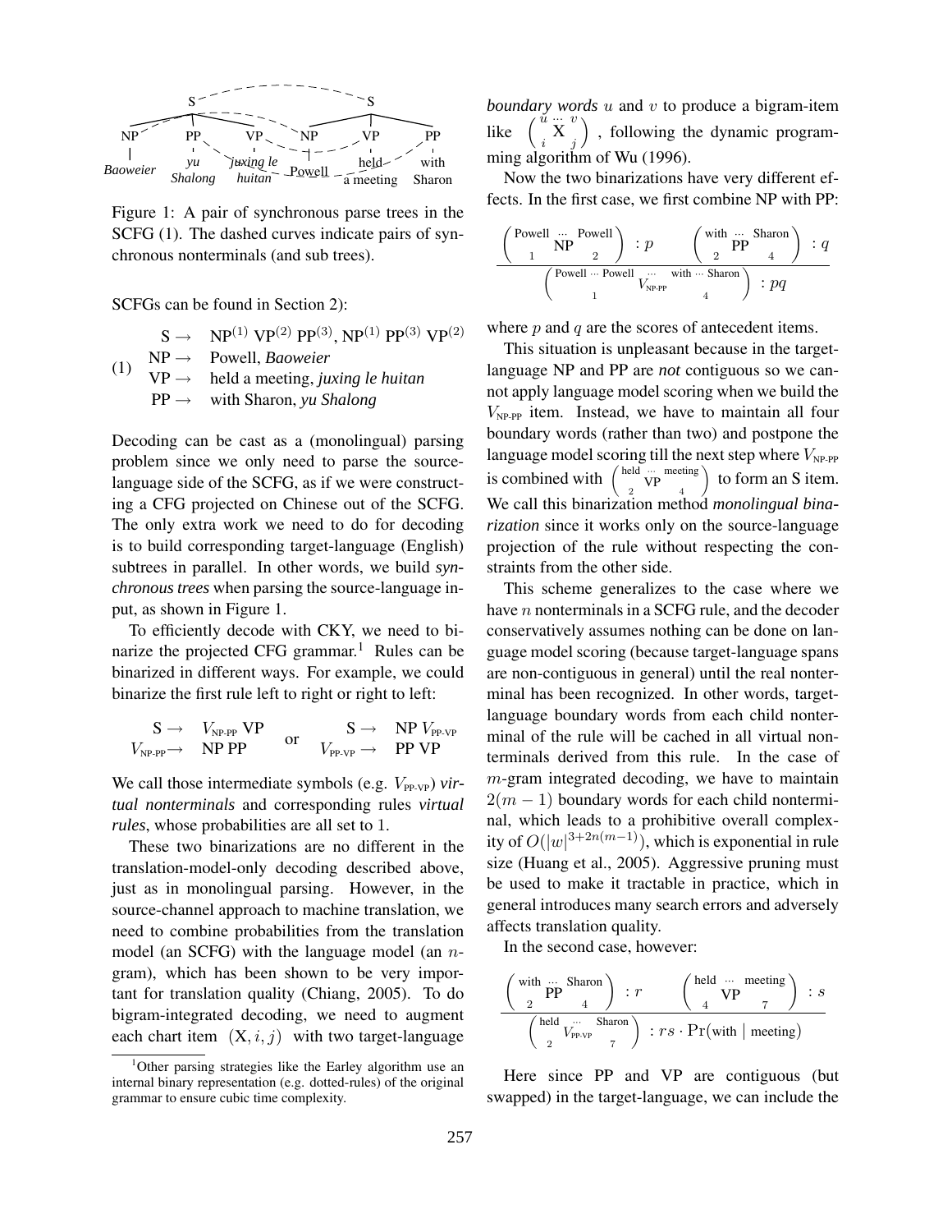Figure 1: A pair of synchronous parse trees in the SCFG (1). The dashed curves indicate pairs of synchronous nonterminals (and sub trees).

SCFGs can be found in Section 2):

$$
\text{(1)}\quad
\begin{array}{rl}
\text{S} \rightarrow & \text{NP}^{(1)}\ \text{VP}^{(2)}\ \text{PP}^{(3)},\ \text{NP}^{(1)}\ \text{PP}^{(3)}\ \text{VP}^{(2)} \\
\text{NP} \rightarrow & \text{Powell, } \textit{Baoweier} \\
\text{VP} \rightarrow & \text{held a meeting, } \textit{juxing le huitan} \\
\text{PP} \rightarrow & \text{with Sharon, } \textit{yu Shalong}
\end{array}
$$

Decoding can be cast as a (monolingual) parsing problem since we only need to parse the source-language side of the SCFG, as if we were constructing a CFG projected on Chinese out of the SCFG. The only extra work we need to do for decoding is to build corresponding target-language (English) subtrees in parallel. In other words, we build *synchronous trees* when parsing the source-language input, as shown in Figure 1.

To efficiently decode with CKY, we need to binarize the projected CFG grammar.[1] Rules can be binarized in different ways. For example, we could binarize the first rule left to right or right to left:

$$
\begin{array}{rl}
\text{S} \rightarrow & V_{\text{NP-PP}}\ \text{VP} \\
V_{\text{NP-PP}} \rightarrow & \text{NP PP}
\end{array}
\quad \text{or} \quad
\begin{array}{rl}
\text{S} \rightarrow & \text{NP}\ V_{\text{PP-VP}} \\
V_{\text{PP-VP}} \rightarrow & \text{PP VP}
\end{array}
$$

We call those intermediate symbols (e.g. $V_{\text{PP-VP}}$) *virtual nonterminals* and corresponding rules *virtual rules*, whose probabilities are all set to 1.

These two binarizations are no different in the translation-model-only decoding described above, just as in monolingual parsing. However, in the source-channel approach to machine translation, we need to combine probabilities from the translation model (an SCFG) with the language model (an $n$-gram), which has been shown to be very important for translation quality (Chiang, 2005). To do bigram-integrated decoding, we need to augment each chart item $(\text{X}, i, j)$ with two target-language *boundary words* $u$ and $v$ to produce a bigram-item like $\left( {}^{u\ \cdots\ v}_{i\quad\ j}\!\!\!\!\!\!\!\!\!\!\!\!\ \ \text{X} \right)$, following the dynamic programming algorithm of Wu (1996).

Now the two binarizations have very different effects. In the first case, we first combine NP with PP:

$$
\frac{\left( \overset{\text{Powell}\ \cdots\ \text{Powell}}{\underset{1 \qquad\qquad 2}{\text{NP}}} \right) : p \qquad \left( \overset{\text{with}\ \cdots\ \text{Sharon}}{\underset{2 \qquad\qquad 4}{\text{PP}}} \right) : q}{\left( \overset{\text{Powell}\ \cdots\ \text{Powell}\ \ \cdots\ \ \text{with}\ \cdots\ \text{Sharon}}{\underset{1 \qquad\qquad\qquad\qquad 4}{V_{\text{NP-PP}}}} \right) : pq}
$$

where $p$ and $q$ are the scores of antecedent items.

This situation is unpleasant because in the target-language NP and PP are *not* contiguous so we cannot apply language model scoring when we build the $V_{\text{NP-PP}}$ item. Instead, we have to maintain all four boundary words (rather than two) and postpone the language model scoring till the next step where $V_{\text{NP-PP}}$ is combined with $\left( \overset{\text{held}\ \cdots\ \text{meeting}}{\underset{2 \qquad\quad 4}{\text{VP}}} \right)$ to form an S item. We call this binarization method *monolingual binarization* since it works only on the source-language projection of the rule without respecting the constraints from the other side.

This scheme generalizes to the case where we have $n$ nonterminals in a SCFG rule, and the decoder conservatively assumes nothing can be done on language model scoring (because target-language spans are non-contiguous in general) until the real nonterminal has been recognized. In other words, target-language boundary words from each child nonterminal of the rule will be cached in all virtual nonterminals derived from this rule. In the case of $m$-gram integrated decoding, we have to maintain $2(m-1)$ boundary words for each child nonterminal, which leads to a prohibitive overall complexity of $O(|w|^{3+2n(m-1)})$, which is exponential in rule size (Huang et al., 2005). Aggressive pruning must be used to make it tractable in practice, which in general introduces many search errors and adversely affects translation quality.

In the second case, however:

$$
\frac{\left( \overset{\text{with}\ \cdots\ \text{Sharon}}{\underset{2 \qquad\qquad 4}{\text{PP}}} \right) : r \qquad \left( \overset{\text{held}\ \cdots\ \text{meeting}}{\underset{4 \qquad\qquad 7}{\text{VP}}} \right) : s}{\left( \overset{\text{held}\ \ \cdots\ \ \text{Sharon}}{\underset{2 \qquad\qquad 7}{V_{\text{PP-VP}}}} \right) : rs \cdot \Pr(\text{with} \mid \text{meeting})}
$$

Here since PP and VP are contiguous (but swapped) in the target-language, we can include the

[1] Other parsing strategies like the Earley algorithm use an internal binary representation (e.g. dotted-rules) of the original grammar to ensure cubic time complexity.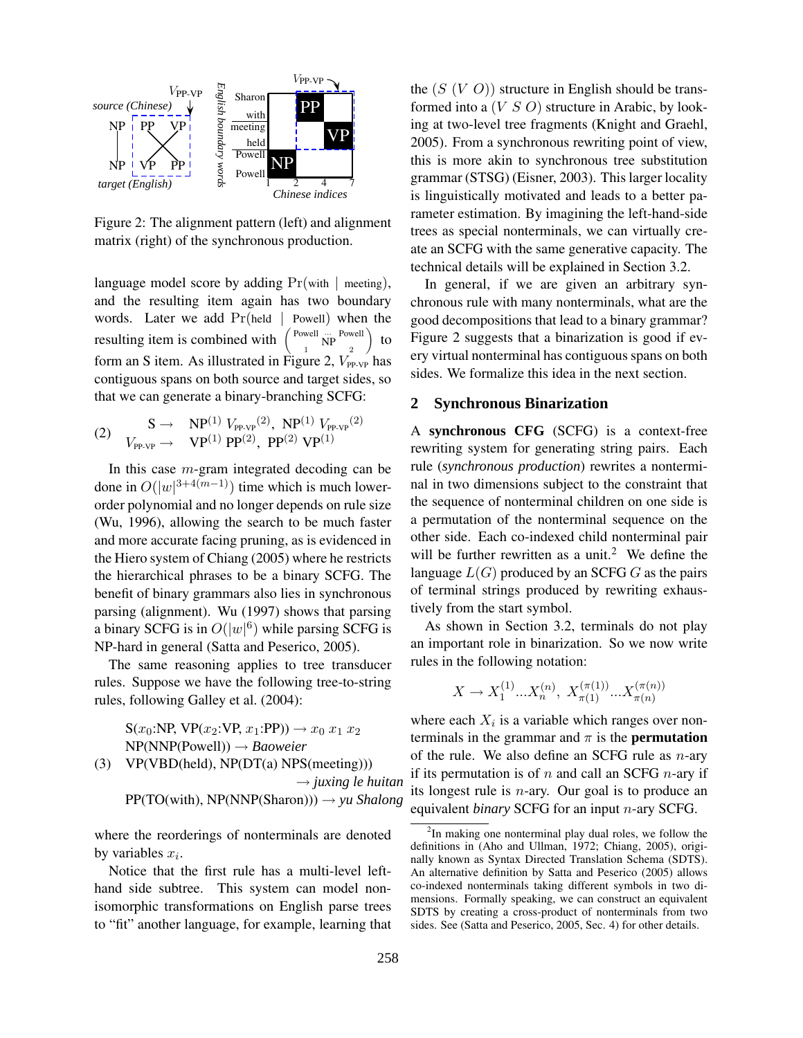Figure 2: The alignment pattern (left) and alignment matrix (right) of the synchronous production.

language model score by adding $\Pr(\text{with} \mid \text{meeting})$, and the resulting item again has two boundary words. Later we add $\Pr(\text{held} \mid \text{Powell})$ when the resulting item is combined with $\left(\begin{smallmatrix} \text{Powell} & \cdots & \text{Powell} \\ & \text{NP} & \\ 1 & & 2 \end{smallmatrix}\right)$ to form an S item. As illustrated in Figure 2, $V_{\text{PP-VP}}$ has contiguous spans on both source and target sides, so that we can generate a binary-branching SCFG:

$$
(2) \quad \begin{array}{rl} \text{S} \rightarrow & \text{NP}^{(1)}\ V_{\text{PP-VP}}{}^{(2)},\ \text{NP}^{(1)}\ V_{\text{PP-VP}}{}^{(2)} \\ V_{\text{PP-VP}} \rightarrow & \text{VP}^{(1)}\ \text{PP}^{(2)},\ \text{PP}^{(2)}\ \text{VP}^{(1)} \end{array}
$$

In this case $m$-gram integrated decoding can be done in $O(|w|^{3+4(m-1)})$ time which is much lower-order polynomial and no longer depends on rule size (Wu, 1996), allowing the search to be much faster and more accurate facing pruning, as is evidenced in the Hiero system of Chiang (2005) where he restricts the hierarchical phrases to be a binary SCFG. The benefit of binary grammars also lies in synchronous parsing (alignment). Wu (1997) shows that parsing a binary SCFG is in $O(|w|^6)$ while parsing SCFG is NP-hard in general (Satta and Peserico, 2005).

The same reasoning applies to tree transducer rules. Suppose we have the following tree-to-string rules, following Galley et al. (2004):

(3)
S($x_0$:NP, VP($x_2$:VP, $x_1$:PP)) $\rightarrow x_0\ x_1\ x_2$
NP(NNP(Powell)) $\rightarrow$ *Baoweier*
VP(VBD(held), NP(DT(a) NPS(meeting))) $\rightarrow$ *juxing le huitan*
PP(TO(with), NP(NNP(Sharon))) $\rightarrow$ *yu Shalong*

where the reorderings of nonterminals are denoted by variables $x_i$.

Notice that the first rule has a multi-level left-hand side subtree. This system can model non-isomorphic transformations on English parse trees to "fit" another language, for example, learning that the $(S\ (V\ O))$ structure in English should be transformed into a $(V\ S\ O)$ structure in Arabic, by looking at two-level tree fragments (Knight and Graehl, 2005). From a synchronous rewriting point of view, this is more akin to synchronous tree substitution grammar (STSG) (Eisner, 2003). This larger locality is linguistically motivated and leads to a better parameter estimation. By imagining the left-hand-side trees as special nonterminals, we can virtually create an SCFG with the same generative capacity. The technical details will be explained in Section 3.2.

In general, if we are given an arbitrary synchronous rule with many nonterminals, what are the good decompositions that lead to a binary grammar? Figure 2 suggests that a binarization is good if every virtual nonterminal has contiguous spans on both sides. We formalize this idea in the next section.

## 2 Synchronous Binarization

A **synchronous CFG** (SCFG) is a context-free rewriting system for generating string pairs. Each rule (*synchronous production*) rewrites a nonterminal in two dimensions subject to the constraint that the sequence of nonterminal children on one side is a permutation of the nonterminal sequence on the other side. Each co-indexed child nonterminal pair will be further rewritten as a unit.[2] We define the language $L(G)$ produced by an SCFG $G$ as the pairs of terminal strings produced by rewriting exhaustively from the start symbol.

As shown in Section 3.2, terminals do not play an important role in binarization. So we now write rules in the following notation:

$$
X \rightarrow X_1^{(1)} ... X_n^{(n)},\ X_{\pi(1)}^{(\pi(1))} ... X_{\pi(n)}^{(\pi(n))}
$$

where each $X_i$ is a variable which ranges over nonterminals in the grammar and $\pi$ is the **permutation** of the rule. We also define an SCFG rule as $n$-ary if its permutation is of $n$ and call an SCFG $n$-ary if its longest rule is $n$-ary. Our goal is to produce an equivalent *binary* SCFG for an input $n$-ary SCFG.

[2] In making one nonterminal play dual roles, we follow the definitions in (Aho and Ullman, 1972; Chiang, 2005), originally known as Syntax Directed Translation Schema (SDTS). An alternative definition by Satta and Peserico (2005) allows co-indexed nonterminals taking different symbols in two dimensions. Formally speaking, we can construct an equivalent SDTS by creating a cross-product of nonterminals from two sides. See (Satta and Peserico, 2005, Sec. 4) for other details.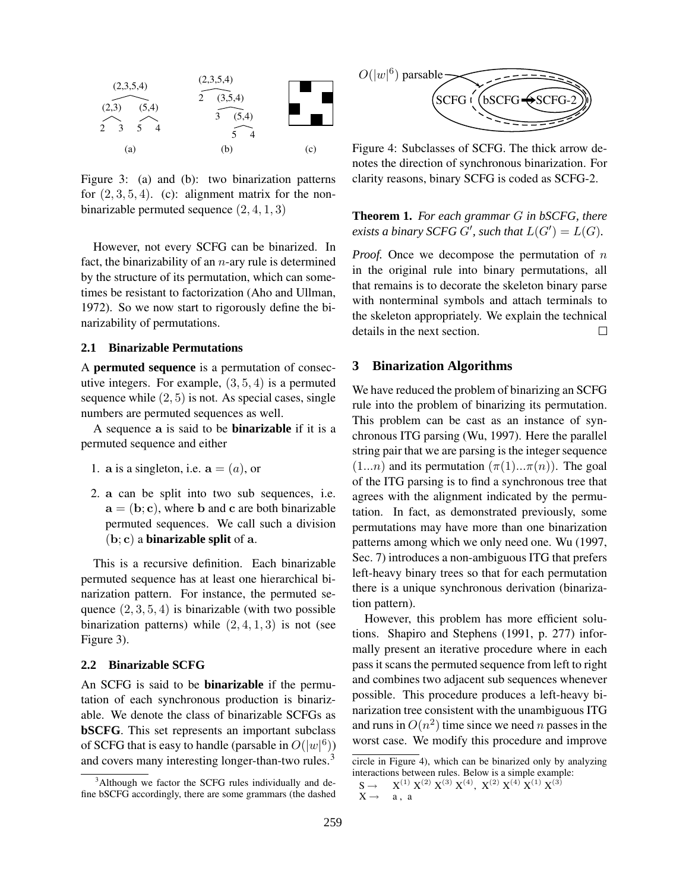Figure 3: (a) and (b): two binarization patterns for $(2, 3, 5, 4)$. (c): alignment matrix for the non-binarizable permuted sequence $(2, 4, 1, 3)$

However, not every SCFG can be binarized. In fact, the binarizability of an $n$-ary rule is determined by the structure of its permutation, which can sometimes be resistant to factorization (Aho and Ullman, 1972). So we now start to rigorously define the binarizability of permutations.

### 2.1 Binarizable Permutations

A **permuted sequence** is a permutation of consecutive integers. For example, $(3, 5, 4)$ is a permuted sequence while $(2, 5)$ is not. As special cases, single numbers are permuted sequences as well.

A sequence $\mathbf{a}$ is said to be **binarizable** if it is a permuted sequence and either

1. $\mathbf{a}$ is a singleton, i.e. $\mathbf{a} = (a)$, or
2. $\mathbf{a}$ can be split into two sub sequences, i.e. $\mathbf{a} = (\mathbf{b}; \mathbf{c})$, where $\mathbf{b}$ and $\mathbf{c}$ are both binarizable permuted sequences. We call such a division $(\mathbf{b}; \mathbf{c})$ a **binarizable split** of $\mathbf{a}$.

This is a recursive definition. Each binarizable permuted sequence has at least one hierarchical binarization pattern. For instance, the permuted sequence $(2, 3, 5, 4)$ is binarizable (with two possible binarization patterns) while $(2, 4, 1, 3)$ is not (see Figure 3).

### 2.2 Binarizable SCFG

An SCFG is said to be **binarizable** if the permutation of each synchronous production is binarizable. We denote the class of binarizable SCFGs as **bSCFG**. This set represents an important subclass of SCFG that is easy to handle (parsable in $O(|w|^6)$) and covers many interesting longer-than-two rules.[3]

Figure 4: Subclasses of SCFG. The thick arrow denotes the direction of synchronous binarization. For clarity reasons, binary SCFG is coded as SCFG-2.

**Theorem 1.** *For each grammar $G$ in bSCFG, there exists a binary SCFG $G'$, such that $L(G') = L(G)$.*

*Proof.* Once we decompose the permutation of $n$ in the original rule into binary permutations, all that remains is to decorate the skeleton binary parse with nonterminal symbols and attach terminals to the skeleton appropriately. We explain the technical details in the next section. $\square$

## 3 Binarization Algorithms

We have reduced the problem of binarizing an SCFG rule into the problem of binarizing its permutation. This problem can be cast as an instance of synchronous ITG parsing (Wu, 1997). Here the parallel string pair that we are parsing is the integer sequence $(1...n)$ and its permutation $(\pi(1)...\pi(n))$. The goal of the ITG parsing is to find a synchronous tree that agrees with the alignment indicated by the permutation. In fact, as demonstrated previously, some permutations may have more than one binarization patterns among which we only need one. Wu (1997, Sec. 7) introduces a non-ambiguous ITG that prefers left-heavy binary trees so that for each permutation there is a unique synchronous derivation (binarization pattern).

However, this problem has more efficient solutions. Shapiro and Stephens (1991, p. 277) informally present an iterative procedure where in each pass it scans the permuted sequence from left to right and combines two adjacent sub sequences whenever possible. This procedure produces a left-heavy binarization tree consistent with the unambiguous ITG and runs in $O(n^2)$ time since we need $n$ passes in the worst case. We modify this procedure and improve

[3] Although we factor the SCFG rules individually and define bSCFG accordingly, there are some grammars (the dashed circle in Figure 4), which can be binarized only by analyzing interactions between rules. Below is a simple example:

$$\begin{array}{ll} \mathrm{S} \rightarrow & \mathrm{X}^{(1)}\,\mathrm{X}^{(2)}\,\mathrm{X}^{(3)}\,\mathrm{X}^{(4)},\ \mathrm{X}^{(2)}\,\mathrm{X}^{(4)}\,\mathrm{X}^{(1)}\,\mathrm{X}^{(3)} \\ \mathrm{X} \rightarrow & \mathrm{a}\,,\ \mathrm{a} \end{array}$$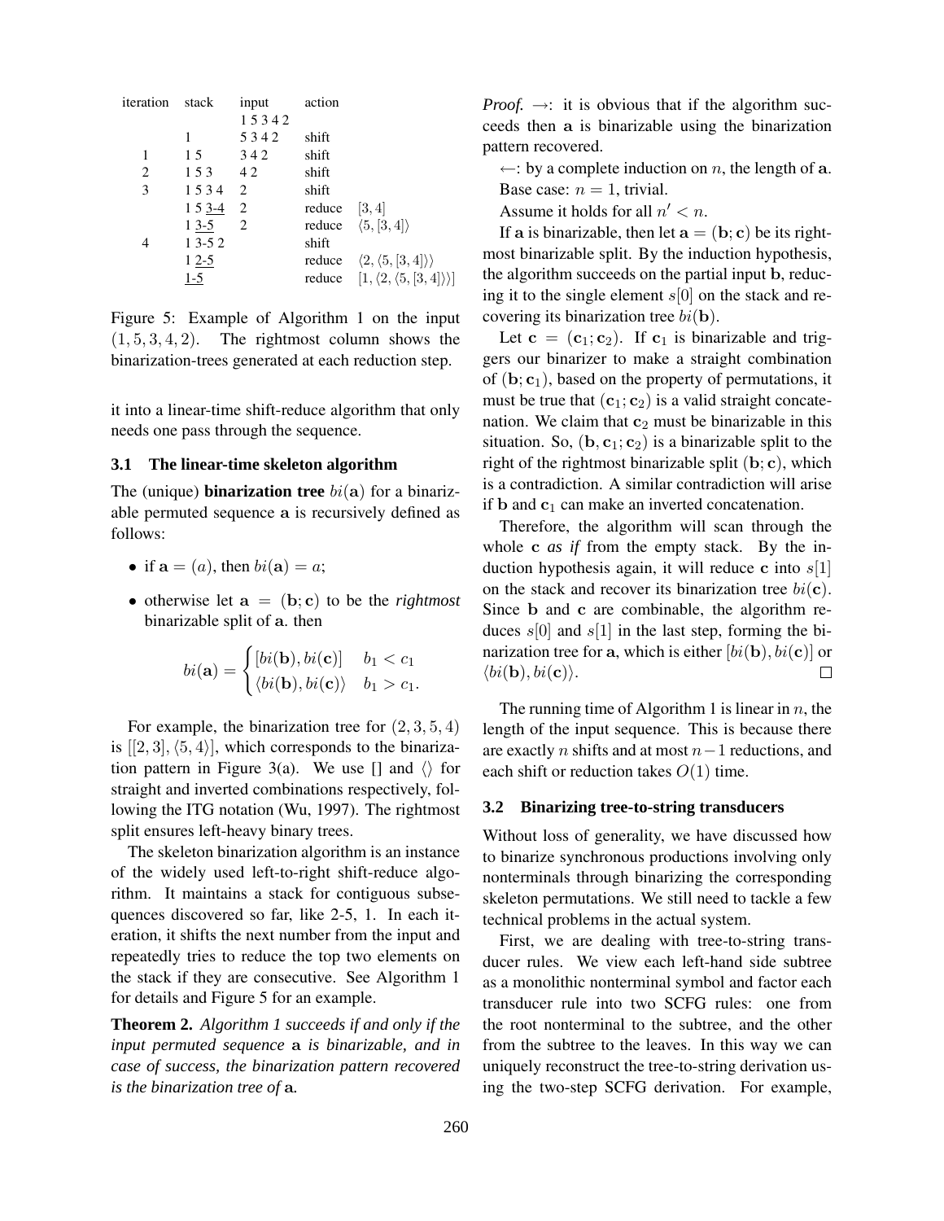| iteration | stack | input | action | |
|---|---|---|---|---|
| | | 1 5 3 4 2 | | |
| | 1 | 5 3 4 2 | shift | |
| 1 | 1 5 | 3 4 2 | shift | |
| 2 | 1 5 3 | 4 2 | shift | |
| 3 | 1 5 3 4 | 2 | shift | |
| | 1 5 <u>3-4</u> | 2 | reduce | $[3, 4]$ |
| | 1 <u>3-5</u> | 2 | reduce | $\langle 5, [3, 4] \rangle$ |
| 4 | 1 3-5 2 | | shift | |
| | 1 <u>2-5</u> | | reduce | $\langle 2, \langle 5, [3, 4] \rangle \rangle$ |
| | <u>1-5</u> | | reduce | $[1, \langle 2, \langle 5, [3, 4] \rangle \rangle]$ |

Figure 5: Example of Algorithm 1 on the input $(1, 5, 3, 4, 2)$. The rightmost column shows the binarization-trees generated at each reduction step.

it into a linear-time shift-reduce algorithm that only needs one pass through the sequence.

### 3.1 The linear-time skeleton algorithm

The (unique) **binarization tree** $bi(\mathbf{a})$ for a binarizable permuted sequence $\mathbf{a}$ is recursively defined as follows:

- if $\mathbf{a} = (a)$, then $bi(\mathbf{a}) = a$;
- otherwise let $\mathbf{a} = (\mathbf{b}; \mathbf{c})$ to be the *rightmost* binarizable split of $\mathbf{a}$. then

$$bi(\mathbf{a}) = \begin{cases} [bi(\mathbf{b}), bi(\mathbf{c})] & b_1 < c_1 \\ \langle bi(\mathbf{b}), bi(\mathbf{c}) \rangle & b_1 > c_1. \end{cases}$$

For example, the binarization tree for $(2, 3, 5, 4)$ is $[[2, 3], \langle 5, 4 \rangle]$, which corresponds to the binarization pattern in Figure 3(a). We use [] and $\langle\rangle$ for straight and inverted combinations respectively, following the ITG notation (Wu, 1997). The rightmost split ensures left-heavy binary trees.

The skeleton binarization algorithm is an instance of the widely used left-to-right shift-reduce algorithm. It maintains a stack for contiguous subsequences discovered so far, like 2-5, 1. In each iteration, it shifts the next number from the input and repeatedly tries to reduce the top two elements on the stack if they are consecutive. See Algorithm 1 for details and Figure 5 for an example.

**Theorem 2.** *Algorithm 1 succeeds if and only if the input permuted sequence* $\mathbf{a}$ *is binarizable, and in case of success, the binarization pattern recovered is the binarization tree of* $\mathbf{a}$*.*

*Proof.* $\rightarrow$: it is obvious that if the algorithm succeeds then $\mathbf{a}$ is binarizable using the binarization pattern recovered.

$\leftarrow$: by a complete induction on $n$, the length of $\mathbf{a}$.

Base case: $n = 1$, trivial.

Assume it holds for all $n' < n$.

If $\mathbf{a}$ is binarizable, then let $\mathbf{a} = (\mathbf{b}; \mathbf{c})$ be its rightmost binarizable split. By the induction hypothesis, the algorithm succeeds on the partial input $\mathbf{b}$, reducing it to the single element $s[0]$ on the stack and recovering its binarization tree $bi(\mathbf{b})$.

Let $\mathbf{c} = (\mathbf{c}_1; \mathbf{c}_2)$. If $\mathbf{c}_1$ is binarizable and triggers our binarizer to make a straight combination of $(\mathbf{b}; \mathbf{c}_1)$, based on the property of permutations, it must be true that $(\mathbf{c}_1; \mathbf{c}_2)$ is a valid straight concatenation. We claim that $\mathbf{c}_2$ must be binarizable in this situation. So, $(\mathbf{b}, \mathbf{c}_1; \mathbf{c}_2)$ is a binarizable split to the right of the rightmost binarizable split $(\mathbf{b}; \mathbf{c})$, which is a contradiction. A similar contradiction will arise if $\mathbf{b}$ and $\mathbf{c}_1$ can make an inverted concatenation.

Therefore, the algorithm will scan through the whole $\mathbf{c}$ *as if* from the empty stack. By the induction hypothesis again, it will reduce $\mathbf{c}$ into $s[1]$ on the stack and recover its binarization tree $bi(\mathbf{c})$. Since $\mathbf{b}$ and $\mathbf{c}$ are combinable, the algorithm reduces $s[0]$ and $s[1]$ in the last step, forming the binarization tree for $\mathbf{a}$, which is either $[bi(\mathbf{b}), bi(\mathbf{c})]$ or $\langle bi(\mathbf{b}), bi(\mathbf{c}) \rangle$. ∎

The running time of Algorithm 1 is linear in $n$, the length of the input sequence. This is because there are exactly $n$ shifts and at most $n-1$ reductions, and each shift or reduction takes $O(1)$ time.

### 3.2 Binarizing tree-to-string transducers

Without loss of generality, we have discussed how to binarize synchronous productions involving only nonterminals through binarizing the corresponding skeleton permutations. We still need to tackle a few technical problems in the actual system.

First, we are dealing with tree-to-string transducer rules. We view each left-hand side subtree as a monolithic nonterminal symbol and factor each transducer rule into two SCFG rules: one from the root nonterminal to the subtree, and the other from the subtree to the leaves. In this way we can uniquely reconstruct the tree-to-string derivation using the two-step SCFG derivation. For example,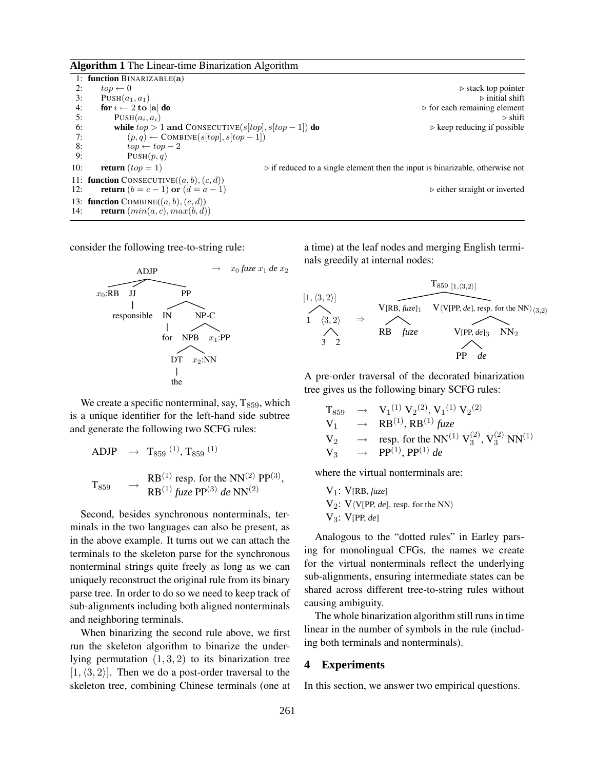**Algorithm 1** The Linear-time Binarization Algorithm

```
1:  function BINARIZABLE(a)
2:      top ← 0                                              ▷ stack top pointer
3:      PUSH(a_1, a_1)                                       ▷ initial shift
4:      for i ← 2 to |a| do                                  ▷ for each remaining element
5:          PUSH(a_i, a_i)                                   ▷ shift
6:          while top > 1 and CONSECUTIVE(s[top], s[top − 1]) do   ▷ keep reducing if possible
7:              (p, q) ← COMBINE(s[top], s[top − 1])
8:              top ← top − 2
9:              PUSH(p, q)
10:     return (top = 1)        ▷ if reduced to a single element then the input is binarizable, otherwise not
11: function CONSECUTIVE((a, b), (c, d))
12:     return (b = c − 1) or (d = a − 1)                    ▷ either straight or inverted
13: function COMBINE((a, b), (c, d))
14:     return (min(a, c), max(b, d))
```

consider the following tree-to-string rule:

```
ADJP → x0 fuze x1 de x2
├── x0:RB
├── JJ
│   └── responsible
└── PP
    ├── IN
    │   └── for
    └── NP-C
        ├── NPB
        │   ├── DT
        │   │   └── the
        │   └── x2:NN
        └── x1:PP
```

We create a specific nonterminal, say, $T_{859}$, which is a unique identifier for the left-hand side subtree and generate the following two SCFG rules:

$$\text{ADJP} \rightarrow T_{859}{}^{(1)}, T_{859}{}^{(1)}$$

$$T_{859} \rightarrow \begin{array}{l}\text{RB}^{(1)} \text{ resp. for the NN}^{(2)} \text{ PP}^{(3)}, \\ \text{RB}^{(1)} \textit{ fuze } \text{PP}^{(3)} \textit{ de } \text{NN}^{(2)}\end{array}$$

Second, besides synchronous nonterminals, terminals in the two languages can also be present, as in the above example. It turns out we can attach the terminals to the skeleton parse for the synchronous nonterminal strings quite freely as long as we can uniquely reconstruct the original rule from its binary parse tree. In order to do so we need to keep track of sub-alignments including both aligned nonterminals and neighboring terminals.

When binarizing the second rule above, we first run the skeleton algorithm to binarize the underlying permutation $(1, 3, 2)$ to its binarization tree $[1, \langle 3, 2\rangle]$. Then we do a post-order traversal to the skeleton tree, combining Chinese terminals (one at a time) at the leaf nodes and merging English terminals greedily at internal nodes:

```
[1, ⟨3, 2⟩]                 T859 [1,⟨3,2⟩]
├── 1                       ├── V[RB, fuze]1
└── ⟨3, 2⟩          ⇒       │   ├── RB
    ├── 3                   │   └── fuze
    └── 2                   └── V⟨V[PP, de], resp. for the NN⟩⟨3,2⟩
                                ├── V[PP, de]3
                                │   ├── PP
                                │   └── de
                                └── NN2
```

A pre-order traversal of the decorated binarization tree gives us the following binary SCFG rules:

$$\begin{array}{lll} T_{859} & \rightarrow & V_1{}^{(1)}\, V_2{}^{(2)}, V_1{}^{(1)}\, V_2{}^{(2)} \\ V_1 & \rightarrow & \text{RB}^{(1)}, \text{RB}^{(1)} \textit{ fuze} \\ V_2 & \rightarrow & \text{resp. for the NN}^{(1)}\, V_3^{(2)}, V_3^{(2)}\, \text{NN}^{(1)} \\ V_3 & \rightarrow & \text{PP}^{(1)}, \text{PP}^{(1)} \textit{ de} \end{array}$$

where the virtual nonterminals are:

$V_1$: V[RB, *fuze*]
$V_2$: V⟨V[PP, *de*], resp. for the NN⟩
$V_3$: V[PP, *de*]

Analogous to the "dotted rules" in Earley parsing for monolingual CFGs, the names we create for the virtual nonterminals reflect the underlying sub-alignments, ensuring intermediate states can be shared across different tree-to-string rules without causing ambiguity.

The whole binarization algorithm still runs in time linear in the number of symbols in the rule (including both terminals and nonterminals).

## 4 Experiments

In this section, we answer two empirical questions.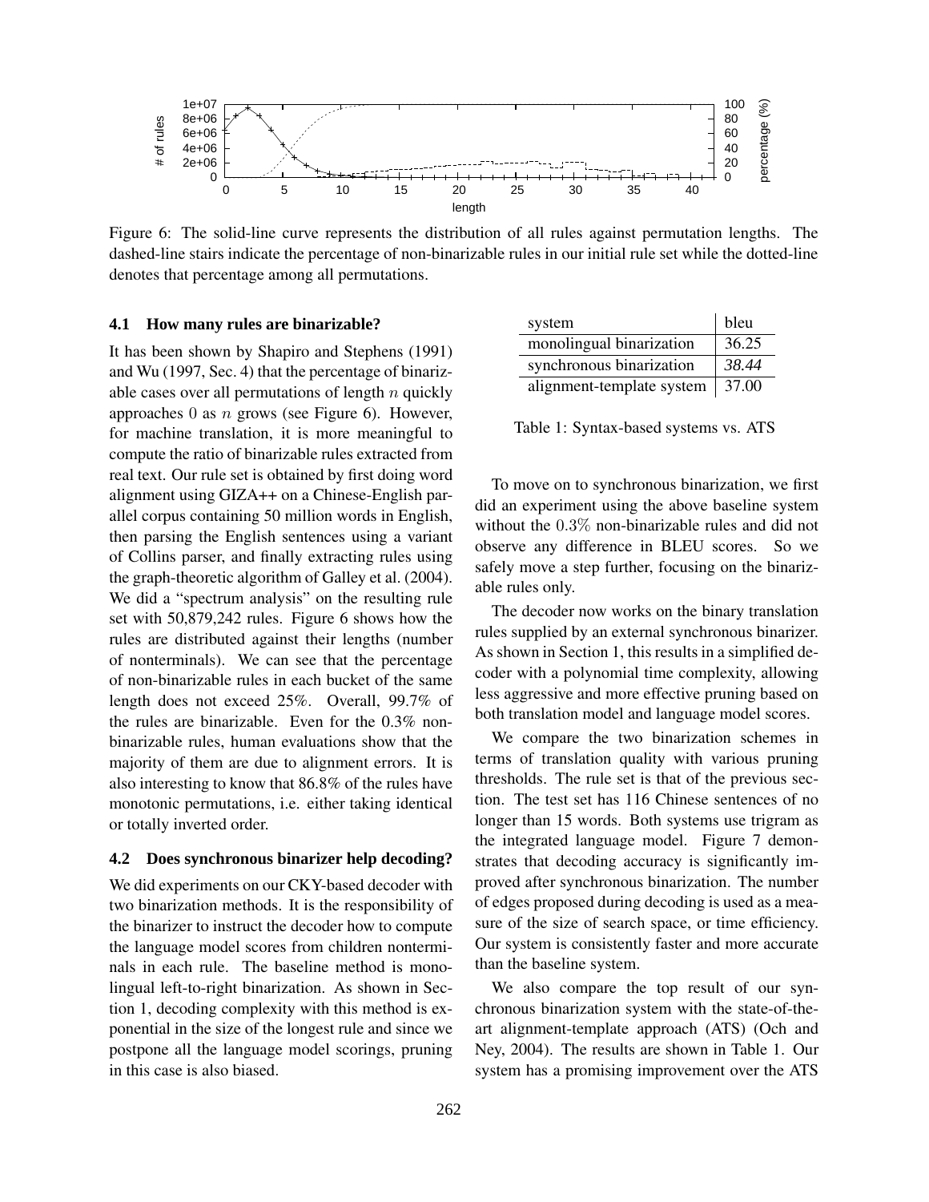Figure 6: The solid-line curve represents the distribution of all rules against permutation lengths. The dashed-line stairs indicate the percentage of non-binarizable rules in our initial rule set while the dotted-line denotes that percentage among all permutations.

### 4.1 How many rules are binarizable?

It has been shown by Shapiro and Stephens (1991) and Wu (1997, Sec. 4) that the percentage of binarizable cases over all permutations of length $n$ quickly approaches $0$ as $n$ grows (see Figure 6). However, for machine translation, it is more meaningful to compute the ratio of binarizable rules extracted from real text. Our rule set is obtained by first doing word alignment using GIZA++ on a Chinese-English parallel corpus containing 50 million words in English, then parsing the English sentences using a variant of Collins parser, and finally extracting rules using the graph-theoretic algorithm of Galley et al. (2004). We did a "spectrum analysis" on the resulting rule set with 50,879,242 rules. Figure 6 shows how the rules are distributed against their lengths (number of nonterminals). We can see that the percentage of non-binarizable rules in each bucket of the same length does not exceed 25%. Overall, 99.7% of the rules are binarizable. Even for the 0.3% non-binarizable rules, human evaluations show that the majority of them are due to alignment errors. It is also interesting to know that 86.8% of the rules have monotonic permutations, i.e. either taking identical or totally inverted order.

### 4.2 Does synchronous binarizer help decoding?

We did experiments on our CKY-based decoder with two binarization methods. It is the responsibility of the binarizer to instruct the decoder how to compute the language model scores from children nonterminals in each rule. The baseline method is monolingual left-to-right binarization. As shown in Section 1, decoding complexity with this method is exponential in the size of the longest rule and since we postpone all the language model scorings, pruning in this case is also biased.

| system | bleu |
|---|---|
| monolingual binarization | 36.25 |
| synchronous binarization | *38.44* |
| alignment-template system | 37.00 |

Table 1: Syntax-based systems vs. ATS

To move on to synchronous binarization, we first did an experiment using the above baseline system without the $0.3\%$ non-binarizable rules and did not observe any difference in BLEU scores. So we safely move a step further, focusing on the binarizable rules only.

The decoder now works on the binary translation rules supplied by an external synchronous binarizer. As shown in Section 1, this results in a simplified decoder with a polynomial time complexity, allowing less aggressive and more effective pruning based on both translation model and language model scores.

We compare the two binarization schemes in terms of translation quality with various pruning thresholds. The rule set is that of the previous section. The test set has 116 Chinese sentences of no longer than 15 words. Both systems use trigram as the integrated language model. Figure 7 demonstrates that decoding accuracy is significantly improved after synchronous binarization. The number of edges proposed during decoding is used as a measure of the size of search space, or time efficiency. Our system is consistently faster and more accurate than the baseline system.

We also compare the top result of our synchronous binarization system with the state-of-the-art alignment-template approach (ATS) (Och and Ney, 2004). The results are shown in Table 1. Our system has a promising improvement over the ATS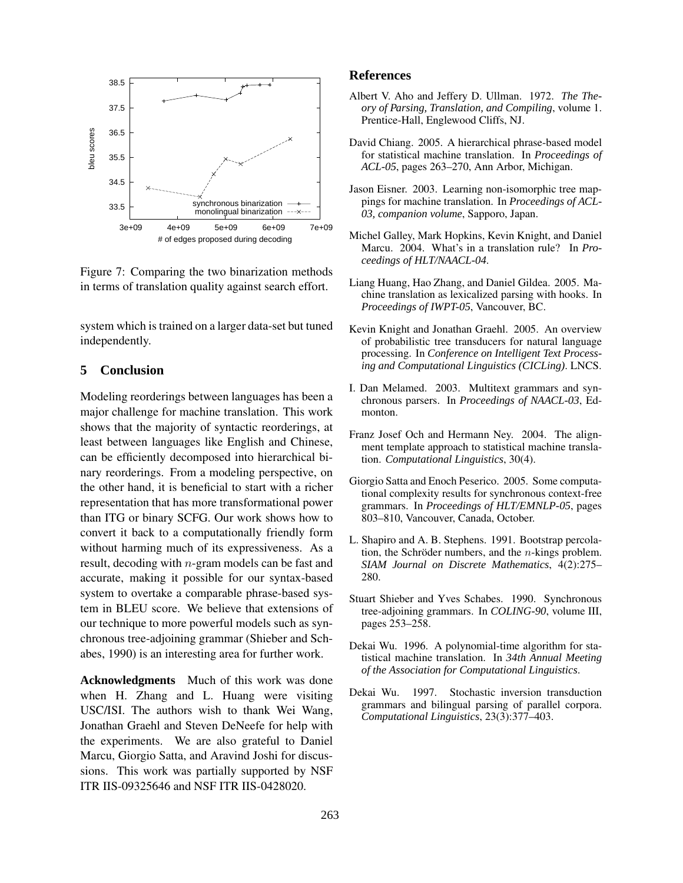38.5
37.5
36.5
35.5
34.5
33.5
bleu scores
3e+09
4e+09
5e+09
6e+09
7e+09
# of edges proposed during decoding
synchronous binarization
monolingual binarization

Figure 7: Comparing the two binarization methods in terms of translation quality against search effort.

system which is trained on a larger data-set but tuned independently.

## 5 Conclusion

Modeling reorderings between languages has been a major challenge for machine translation. This work shows that the majority of syntactic reorderings, at least between languages like English and Chinese, can be efficiently decomposed into hierarchical binary reorderings. From a modeling perspective, on the other hand, it is beneficial to start with a richer representation that has more transformational power than ITG or binary SCFG. Our work shows how to convert it back to a computationally friendly form without harming much of its expressiveness. As a result, decoding with $n$-gram models can be fast and accurate, making it possible for our syntax-based system to overtake a comparable phrase-based system in BLEU score. We believe that extensions of our technique to more powerful models such as synchronous tree-adjoining grammar (Shieber and Schabes, 1990) is an interesting area for further work.

**Acknowledgments** Much of this work was done when H. Zhang and L. Huang were visiting USC/ISI. The authors wish to thank Wei Wang, Jonathan Graehl and Steven DeNeefe for help with the experiments. We are also grateful to Daniel Marcu, Giorgio Satta, and Aravind Joshi for discussions. This work was partially supported by NSF ITR IIS-09325646 and NSF ITR IIS-0428020.

## References

Albert V. Aho and Jeffery D. Ullman. 1972. *The Theory of Parsing, Translation, and Compiling*, volume 1. Prentice-Hall, Englewood Cliffs, NJ.

David Chiang. 2005. A hierarchical phrase-based model for statistical machine translation. In *Proceedings of ACL-05*, pages 263–270, Ann Arbor, Michigan.

Jason Eisner. 2003. Learning non-isomorphic tree mappings for machine translation. In *Proceedings of ACL-03, companion volume*, Sapporo, Japan.

Michel Galley, Mark Hopkins, Kevin Knight, and Daniel Marcu. 2004. What's in a translation rule? In *Proceedings of HLT/NAACL-04*.

Liang Huang, Hao Zhang, and Daniel Gildea. 2005. Machine translation as lexicalized parsing with hooks. In *Proceedings of IWPT-05*, Vancouver, BC.

Kevin Knight and Jonathan Graehl. 2005. An overview of probabilistic tree transducers for natural language processing. In *Conference on Intelligent Text Processing and Computational Linguistics (CICLing)*. LNCS.

I. Dan Melamed. 2003. Multitext grammars and synchronous parsers. In *Proceedings of NAACL-03*, Edmonton.

Franz Josef Och and Hermann Ney. 2004. The alignment template approach to statistical machine translation. *Computational Linguistics*, 30(4).

Giorgio Satta and Enoch Peserico. 2005. Some computational complexity results for synchronous context-free grammars. In *Proceedings of HLT/EMNLP-05*, pages 803–810, Vancouver, Canada, October.

L. Shapiro and A. B. Stephens. 1991. Bootstrap percolation, the Schröder numbers, and the $n$-kings problem. *SIAM Journal on Discrete Mathematics*, 4(2):275–280.

Stuart Shieber and Yves Schabes. 1990. Synchronous tree-adjoining grammars. In *COLING-90*, volume III, pages 253–258.

Dekai Wu. 1996. A polynomial-time algorithm for statistical machine translation. In *34th Annual Meeting of the Association for Computational Linguistics*.

Dekai Wu. 1997. Stochastic inversion transduction grammars and bilingual parsing of parallel corpora. *Computational Linguistics*, 23(3):377–403.